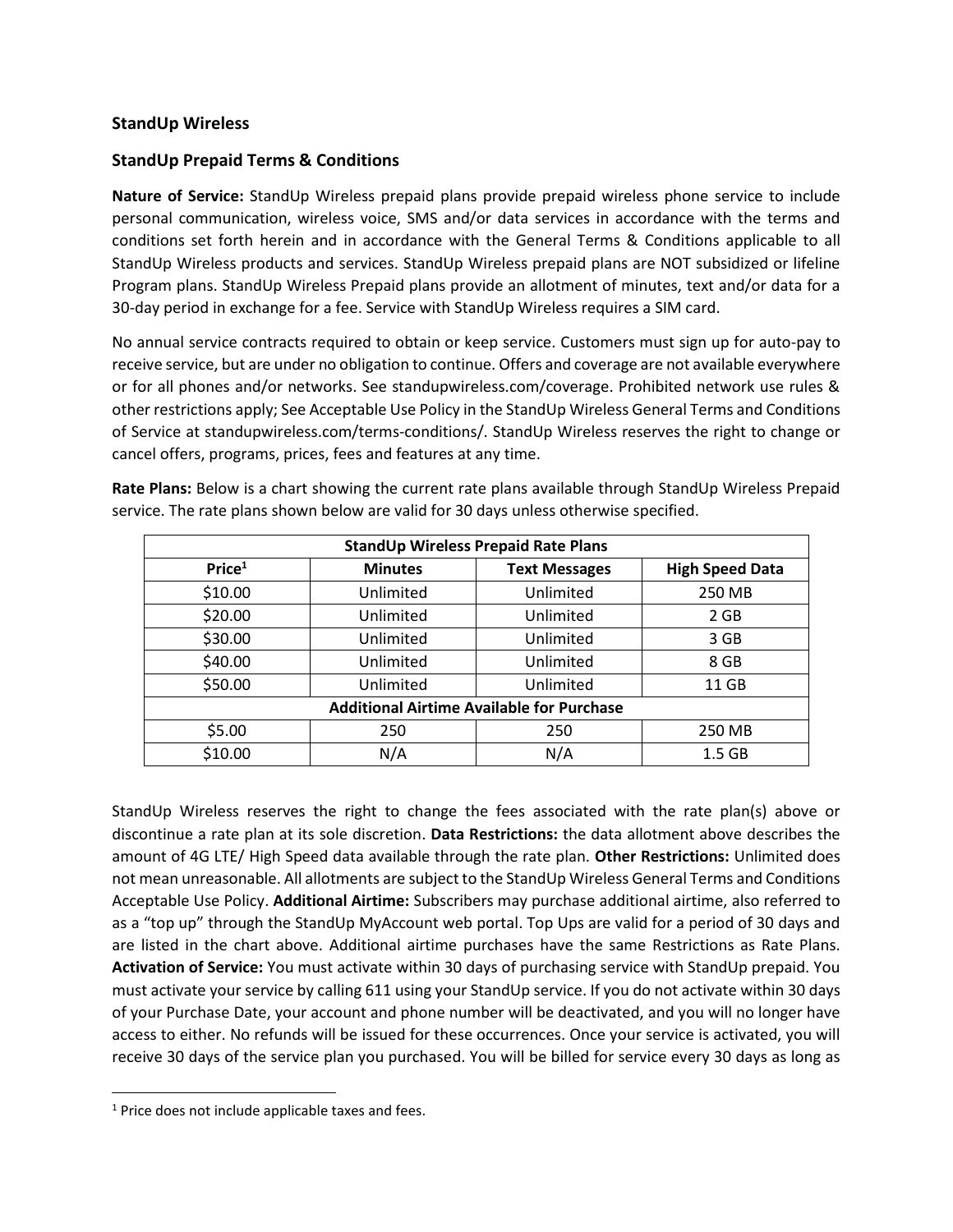### StandUp Wireless

### StandUp Prepaid Terms & Conditions

**Nature of Service:** StandUp Wireless prepaid plans provide prepaid wireless phone service to include personal communication, wireless voice, SMS and/or data services in accordance with the terms and conditions set forth herein and in accordance with the General Terms & Conditions applicable to all StandUp Wireless products and services. StandUp Wireless prepaid plans are NOT subsidized or lifeline Program plans. StandUp Wireless Prepaid plans provide an allotment of minutes, text and/or data for a 30-day period in exchange for a fee. Service with StandUp Wireless requires a SIM card.

No annual service contracts required to obtain or keep service. Customers must sign up for auto-pay to receive service, but are under no obligation to continue. Offers and coverage are not available everywhere or for all phones and/or networks. See standupwireless.com/coverage. Prohibited network use rules & other restrictions apply; See Acceptable Use Policy in the StandUp Wireless General Terms and Conditions of Service at standupwireless.com/terms-conditions/. StandUp Wireless reserves the right to change or cancel offers, programs, prices, fees and features at any time.

**Rate Plans:** Below is a chart showing the current rate plans available through StandUp Wireless Prepaid service. The rate plans shown below are valid for 30 days unless otherwise specified.

| StandUp Wireless Prepaid Rate Plans | | | |
|---|---|---|---|
| **Price**[1] | **Minutes** | **Text Messages** | **High Speed Data** |
| $10.00 | Unlimited | Unlimited | 250 MB |
| $20.00 | Unlimited | Unlimited | 2 GB |
| $30.00 | Unlimited | Unlimited | 3 GB |
| $40.00 | Unlimited | Unlimited | 8 GB |
| $50.00 | Unlimited | Unlimited | 11 GB |
| **Additional Airtime Available for Purchase** | | | |
| $5.00 | 250 | 250 | 250 MB |
| $10.00 | N/A | N/A | 1.5 GB |

StandUp Wireless reserves the right to change the fees associated with the rate plan(s) above or discontinue a rate plan at its sole discretion. **Data Restrictions:** the data allotment above describes the amount of 4G LTE/ High Speed data available through the rate plan. **Other Restrictions:** Unlimited does not mean unreasonable. All allotments are subject to the StandUp Wireless General Terms and Conditions Acceptable Use Policy. **Additional Airtime:** Subscribers may purchase additional airtime, also referred to as a "top up" through the StandUp MyAccount web portal. Top Ups are valid for a period of 30 days and are listed in the chart above. Additional airtime purchases have the same Restrictions as Rate Plans. **Activation of Service:** You must activate within 30 days of purchasing service with StandUp prepaid. You must activate your service by calling 611 using your StandUp service. If you do not activate within 30 days of your Purchase Date, your account and phone number will be deactivated, and you will no longer have access to either. No refunds will be issued for these occurrences. Once your service is activated, you will receive 30 days of the service plan you purchased. You will be billed for service every 30 days as long as

[1] Price does not include applicable taxes and fees.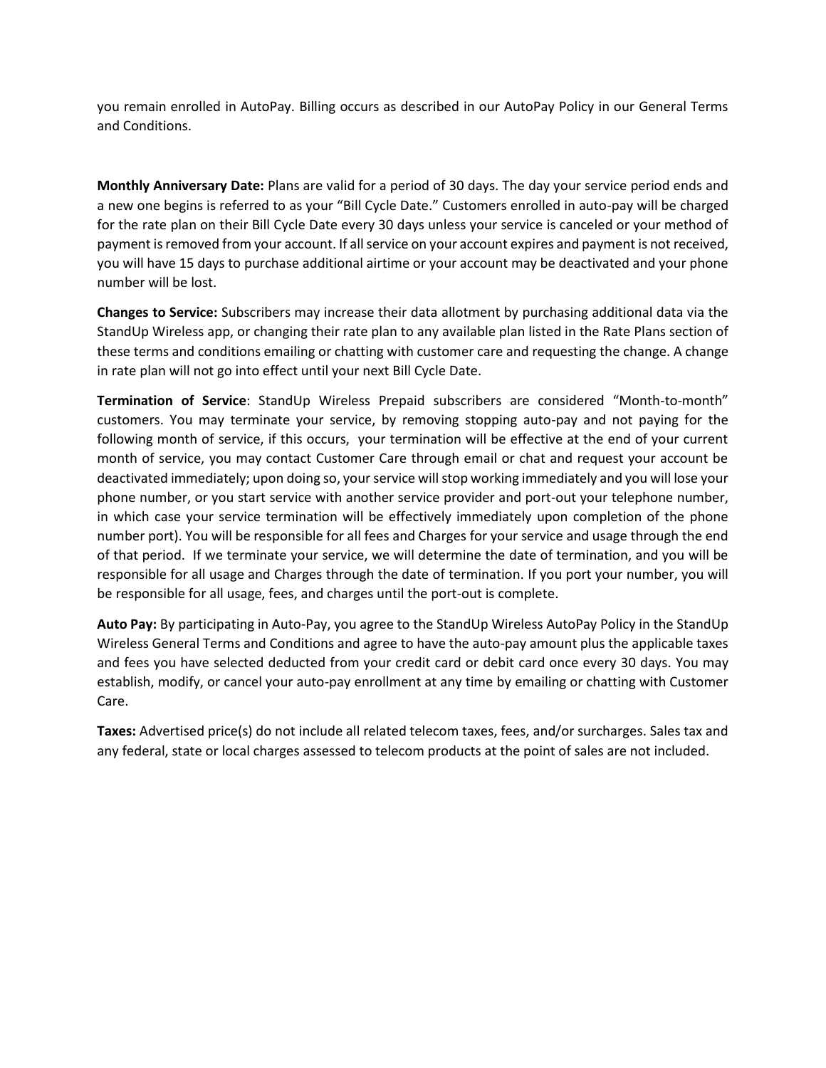you remain enrolled in AutoPay. Billing occurs as described in our AutoPay Policy in our General Terms and Conditions.

**Monthly Anniversary Date:** Plans are valid for a period of 30 days. The day your service period ends and a new one begins is referred to as your "Bill Cycle Date." Customers enrolled in auto-pay will be charged for the rate plan on their Bill Cycle Date every 30 days unless your service is canceled or your method of payment is removed from your account. If all service on your account expires and payment is not received, you will have 15 days to purchase additional airtime or your account may be deactivated and your phone number will be lost.

**Changes to Service:** Subscribers may increase their data allotment by purchasing additional data via the StandUp Wireless app, or changing their rate plan to any available plan listed in the Rate Plans section of these terms and conditions emailing or chatting with customer care and requesting the change. A change in rate plan will not go into effect until your next Bill Cycle Date.

**Termination of Service**: StandUp Wireless Prepaid subscribers are considered "Month-to-month" customers. You may terminate your service, by removing stopping auto-pay and not paying for the following month of service, if this occurs, your termination will be effective at the end of your current month of service, you may contact Customer Care through email or chat and request your account be deactivated immediately; upon doing so, your service will stop working immediately and you will lose your phone number, or you start service with another service provider and port-out your telephone number, in which case your service termination will be effectively immediately upon completion of the phone number port). You will be responsible for all fees and Charges for your service and usage through the end of that period. If we terminate your service, we will determine the date of termination, and you will be responsible for all usage and Charges through the date of termination. If you port your number, you will be responsible for all usage, fees, and charges until the port-out is complete.

**Auto Pay:** By participating in Auto-Pay, you agree to the StandUp Wireless AutoPay Policy in the StandUp Wireless General Terms and Conditions and agree to have the auto-pay amount plus the applicable taxes and fees you have selected deducted from your credit card or debit card once every 30 days. You may establish, modify, or cancel your auto-pay enrollment at any time by emailing or chatting with Customer Care.

**Taxes:** Advertised price(s) do not include all related telecom taxes, fees, and/or surcharges. Sales tax and any federal, state or local charges assessed to telecom products at the point of sales are not included.